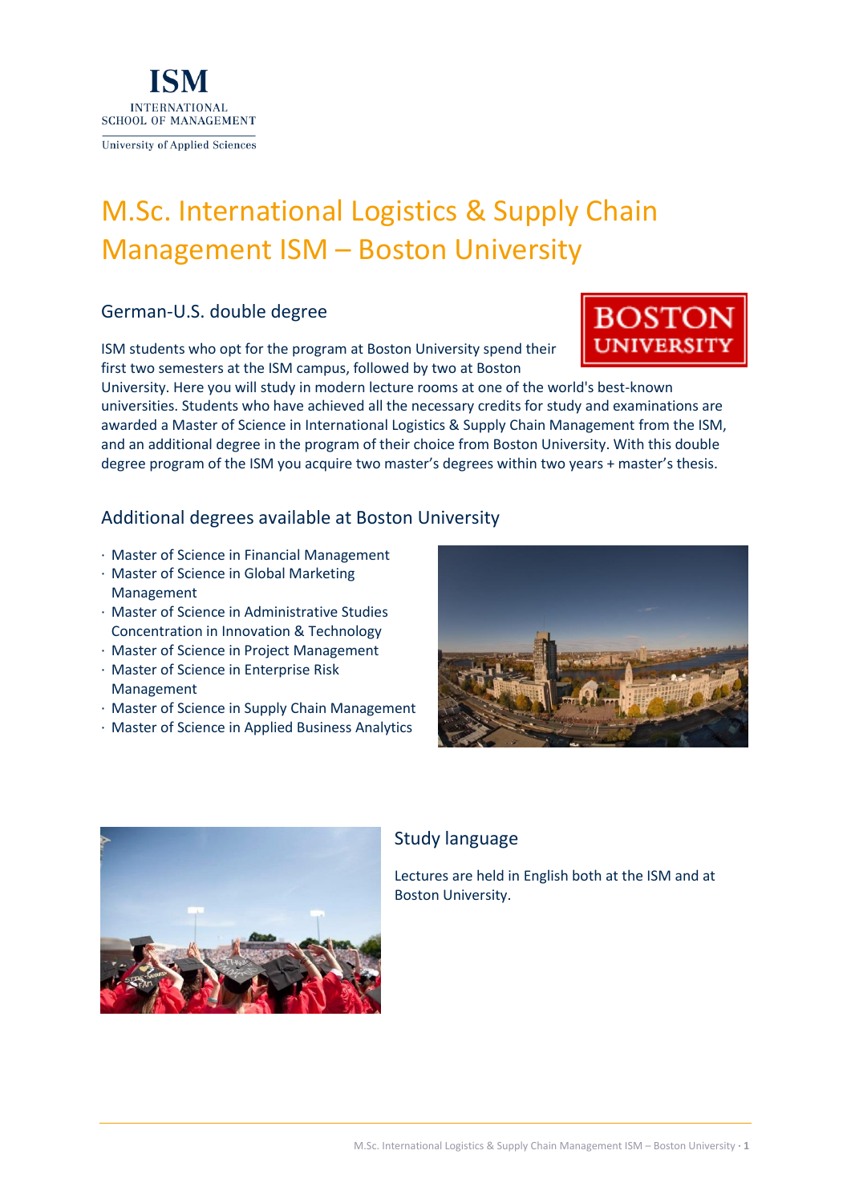ISM
INTERNATIONAL SCHOOL OF MANAGEMENT
University of Applied Sciences

# M.Sc. International Logistics & Supply Chain Management ISM – Boston University

## German-U.S. double degree

ISM students who opt for the program at Boston University spend their first two semesters at the ISM campus, followed by two at Boston University. Here you will study in modern lecture rooms at one of the world's best-known universities. Students who have achieved all the necessary credits for study and examinations are awarded a Master of Science in International Logistics & Supply Chain Management from the ISM, and an additional degree in the program of their choice from Boston University. With this double degree program of the ISM you acquire two master's degrees within two years + master's thesis.

## Additional degrees available at Boston University

- Master of Science in Financial Management
- Master of Science in Global Marketing Management
- Master of Science in Administrative Studies Concentration in Innovation & Technology
- Master of Science in Project Management
- Master of Science in Enterprise Risk Management
- Master of Science in Supply Chain Management
- Master of Science in Applied Business Analytics

## Study language

Lectures are held in English both at the ISM and at Boston University.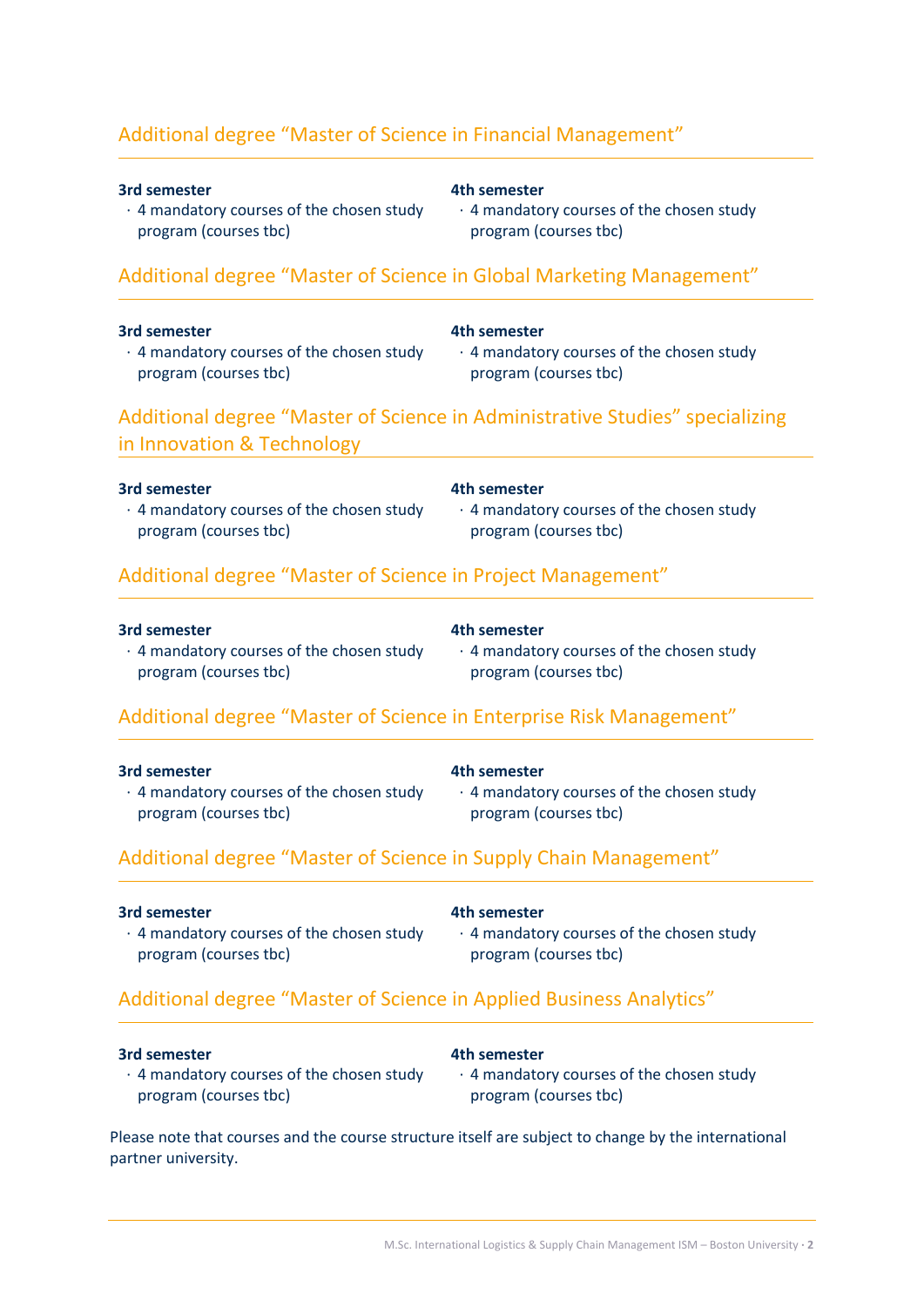## Additional degree “Master of Science in Financial Management”

**3rd semester**

- 4 mandatory courses of the chosen study program (courses tbc)

**4th semester**

- 4 mandatory courses of the chosen study program (courses tbc)

## Additional degree “Master of Science in Global Marketing Management”

**3rd semester**

- 4 mandatory courses of the chosen study program (courses tbc)

**4th semester**

- 4 mandatory courses of the chosen study program (courses tbc)

## Additional degree “Master of Science in Administrative Studies” specializing in Innovation & Technology

**3rd semester**

- 4 mandatory courses of the chosen study program (courses tbc)

**4th semester**

- 4 mandatory courses of the chosen study program (courses tbc)

## Additional degree “Master of Science in Project Management”

**3rd semester**

- 4 mandatory courses of the chosen study program (courses tbc)

**4th semester**

- 4 mandatory courses of the chosen study program (courses tbc)

## Additional degree “Master of Science in Enterprise Risk Management”

**3rd semester**

- 4 mandatory courses of the chosen study program (courses tbc)

**4th semester**

- 4 mandatory courses of the chosen study program (courses tbc)

## Additional degree “Master of Science in Supply Chain Management”

**3rd semester**

- 4 mandatory courses of the chosen study program (courses tbc)

**4th semester**

- 4 mandatory courses of the chosen study program (courses tbc)

## Additional degree “Master of Science in Applied Business Analytics”

**3rd semester**

- 4 mandatory courses of the chosen study program (courses tbc)

**4th semester**

- 4 mandatory courses of the chosen study program (courses tbc)

Please note that courses and the course structure itself are subject to change by the international partner university.